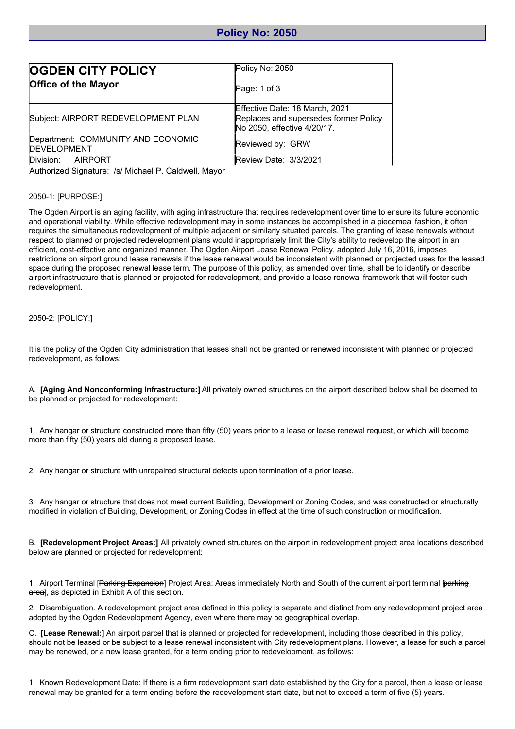# Policy No: 2050

| **OGDEN CITY POLICY** **Office of the Mayor** | Policy No: 2050 |
|---|---|
| | Page: 1 of 3 |
| Subject: AIRPORT REDEVELOPMENT PLAN | Effective Date: 18 March, 2021 Replaces and supersedes former Policy No 2050, effective 4/20/17. |
| Department: COMMUNITY AND ECONOMIC DEVELOPMENT | Reviewed by: GRW |
| Division: AIRPORT | Review Date: 3/3/2021 |
| Authorized Signature: /s/ Michael P. Caldwell, Mayor | |

2050-1: [PURPOSE:]

The Ogden Airport is an aging facility, with aging infrastructure that requires redevelopment over time to ensure its future economic and operational viability. While effective redevelopment may in some instances be accomplished in a piecemeal fashion, it often requires the simultaneous redevelopment of multiple adjacent or similarly situated parcels. The granting of lease renewals without respect to planned or projected redevelopment plans would inappropriately limit the City's ability to redevelop the airport in an efficient, cost-effective and organized manner. The Ogden Airport Lease Renewal Policy, adopted July 16, 2016, imposes restrictions on airport ground lease renewals if the lease renewal would be inconsistent with planned or projected uses for the leased space during the proposed renewal lease term. The purpose of this policy, as amended over time, shall be to identify or describe airport infrastructure that is planned or projected for redevelopment, and provide a lease renewal framework that will foster such redevelopment.

2050-2: [POLICY:]

It is the policy of the Ogden City administration that leases shall not be granted or renewed inconsistent with planned or projected redevelopment, as follows:

A. **[Aging And Nonconforming Infrastructure:]** All privately owned structures on the airport described below shall be deemed to be planned or projected for redevelopment:

1. Any hangar or structure constructed more than fifty (50) years prior to a lease or lease renewal request, or which will become more than fifty (50) years old during a proposed lease.

2. Any hangar or structure with unrepaired structural defects upon termination of a prior lease.

3. Any hangar or structure that does not meet current Building, Development or Zoning Codes, and was constructed or structurally modified in violation of Building, Development, or Zoning Codes in effect at the time of such construction or modification.

B. **[Redevelopment Project Areas:]** All privately owned structures on the airport in redevelopment project area locations described below are planned or projected for redevelopment:

1. Airport <u>Terminal</u> [~~Parking Expansion~~] Project Area: Areas immediately North and South of the current airport terminal [~~parking area~~], as depicted in Exhibit A of this section.

2. Disambiguation. A redevelopment project area defined in this policy is separate and distinct from any redevelopment project area adopted by the Ogden Redevelopment Agency, even where there may be geographical overlap.

C. **[Lease Renewal:]** An airport parcel that is planned or projected for redevelopment, including those described in this policy, should not be leased or be subject to a lease renewal inconsistent with City redevelopment plans. However, a lease for such a parcel may be renewed, or a new lease granted, for a term ending prior to redevelopment, as follows:

1. Known Redevelopment Date: If there is a firm redevelopment start date established by the City for a parcel, then a lease or lease renewal may be granted for a term ending before the redevelopment start date, but not to exceed a term of five (5) years.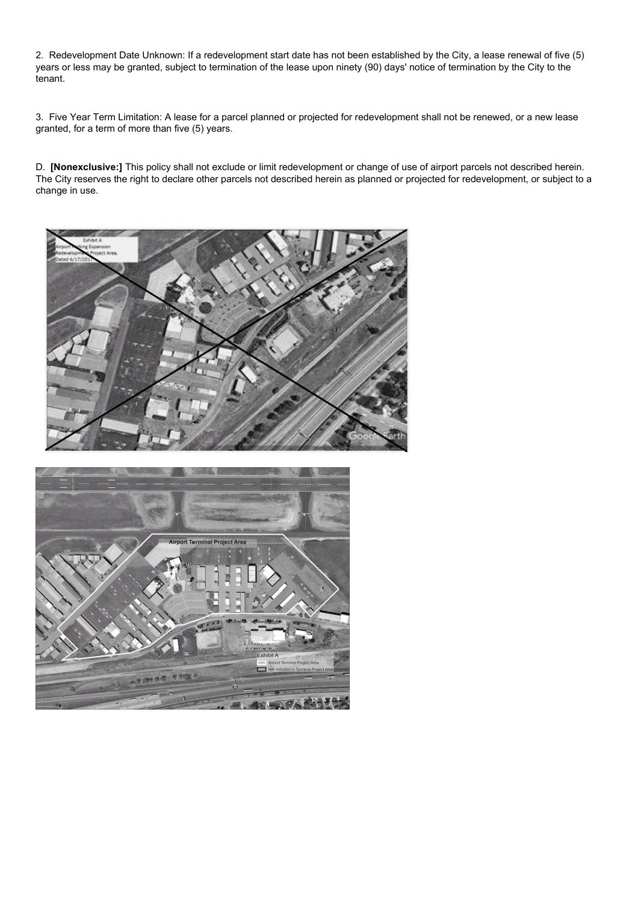2. Redevelopment Date Unknown: If a redevelopment start date has not been established by the City, a lease renewal of five (5) years or less may be granted, subject to termination of the lease upon ninety (90) days' notice of termination by the City to the tenant.

3. Five Year Term Limitation: A lease for a parcel planned or projected for redevelopment shall not be renewed, or a new lease granted, for a term of more than five (5) years.

D. **[Nonexclusive:]** This policy shall not exclude or limit redevelopment or change of use of airport parcels not described herein. The City reserves the right to declare other parcels not described herein as planned or projected for redevelopment, or subject to a change in use.